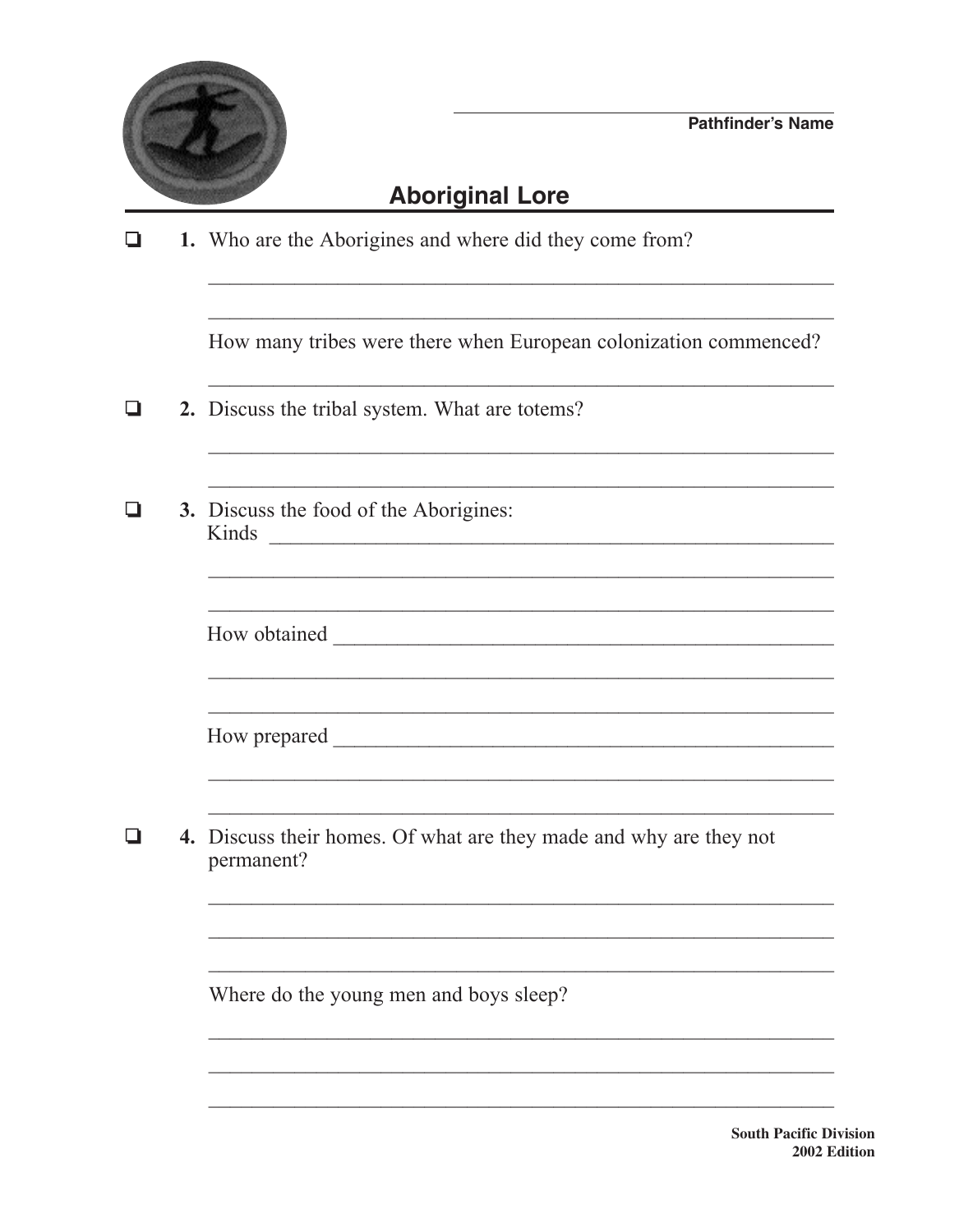Pathfinder's Name

# Aboriginal Lore

- [ ] **1.** Who are the Aborigines and where did they come from?

  How many tribes were there when European colonization commenced?

- [ ] **2.** Discuss the tribal system. What are totems?

- [ ] **3.** Discuss the food of the Aborigines:

  Kinds

  How obtained

  How prepared

- [ ] **4.** Discuss their homes. Of what are they made and why are they not permanent?

  Where do the young men and boys sleep?

South Pacific Division
2002 Edition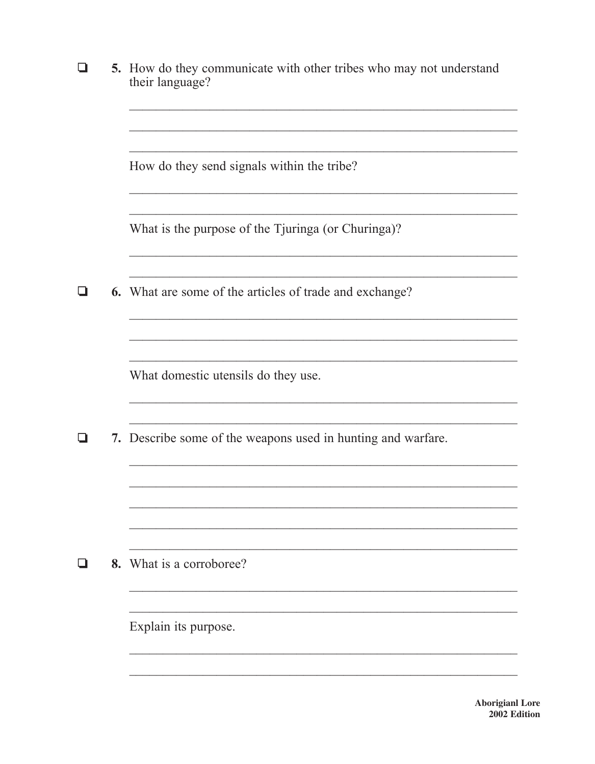- [ ] **5.** How do they communicate with other tribes who may not understand their language?

______________________________________________________________

______________________________________________________________

______________________________________________________________

How do they send signals within the tribe?

______________________________________________________________

______________________________________________________________

What is the purpose of the Tjuringa (or Churinga)?

______________________________________________________________

______________________________________________________________

- [ ] **6.** What are some of the articles of trade and exchange?

______________________________________________________________

______________________________________________________________

______________________________________________________________

What domestic utensils do they use.

______________________________________________________________

______________________________________________________________

- [ ] **7.** Describe some of the weapons used in hunting and warfare.

______________________________________________________________

______________________________________________________________

______________________________________________________________

______________________________________________________________

______________________________________________________________

- [ ] **8.** What is a corroboree?

______________________________________________________________

______________________________________________________________

Explain its purpose.

______________________________________________________________

______________________________________________________________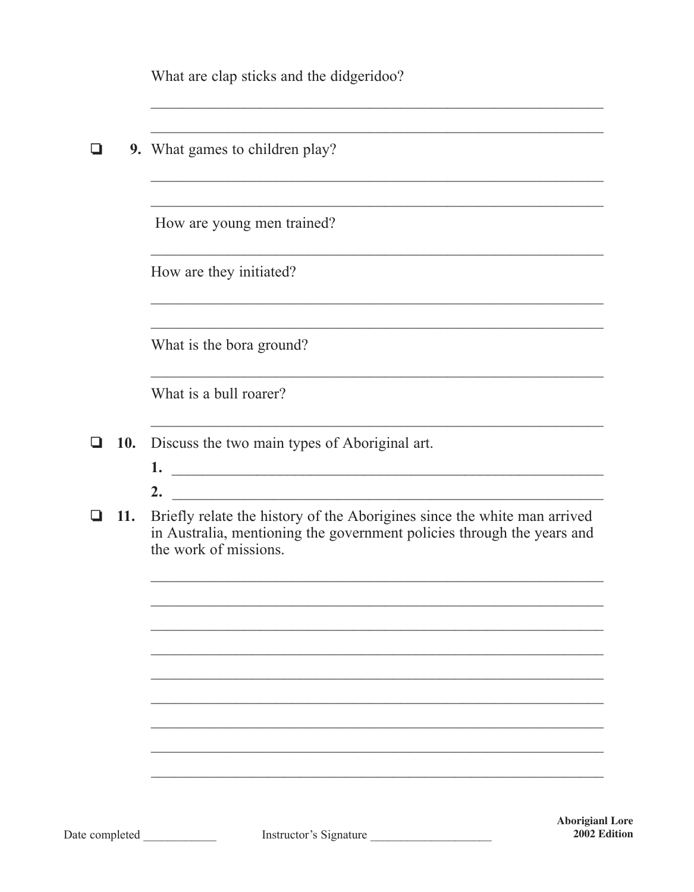What are clap sticks and the didgeridoo?

________________________________________________________________

________________________________________________________________

- [ ] **9.** What games to children play?

________________________________________________________________

________________________________________________________________

How are young men trained?

________________________________________________________________

How are they initiated?

________________________________________________________________

________________________________________________________________

What is the bora ground?

________________________________________________________________

What is a bull roarer?

________________________________________________________________

- [ ] **10.** Discuss the two main types of Aboriginal art.

**1.** ____________________________________________________________

**2.** ____________________________________________________________

- [ ] **11.** Briefly relate the history of the Aborigines since the white man arrived in Australia, mentioning the government policies through the years and the work of missions.

________________________________________________________________

________________________________________________________________

________________________________________________________________

________________________________________________________________

________________________________________________________________

________________________________________________________________

________________________________________________________________

________________________________________________________________

________________________________________________________________

Date completed ____________ Instructor's Signature ____________________